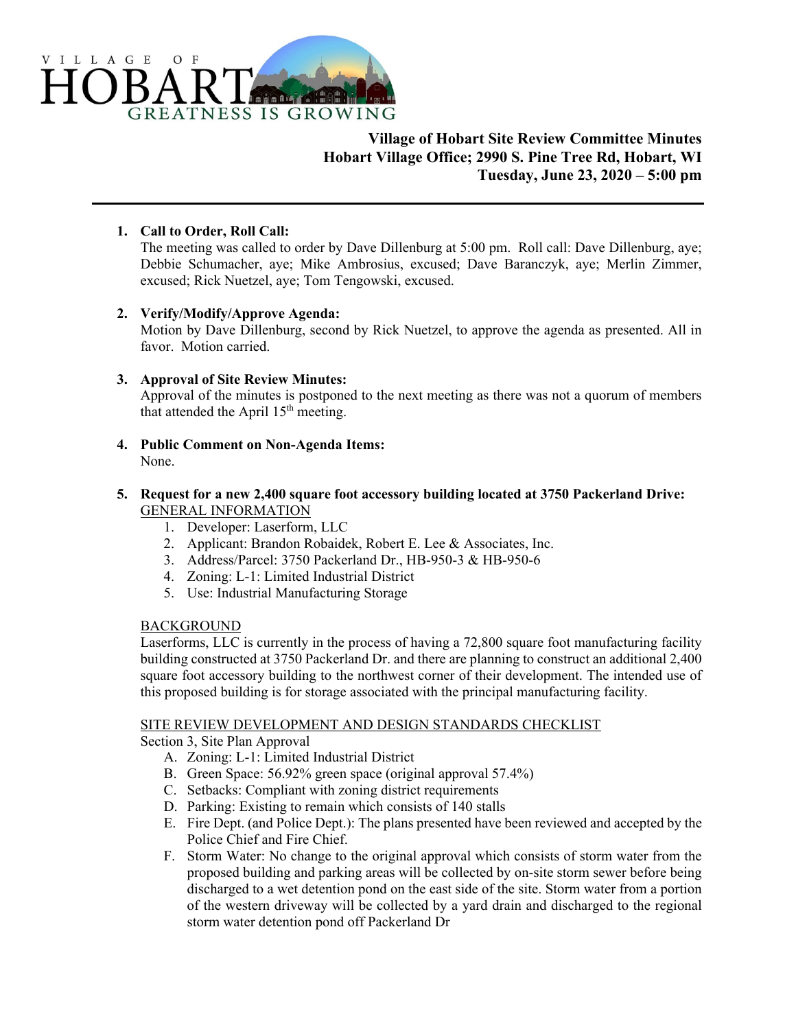VILLAGE OF HOBART
GREATNESS IS GROWING

**Village of Hobart Site Review Committee Minutes**
**Hobart Village Office; 2990 S. Pine Tree Rd, Hobart, WI**
**Tuesday, June 23, 2020 – 5:00 pm**

---

1. **Call to Order, Roll Call:**
   The meeting was called to order by Dave Dillenburg at 5:00 pm. Roll call: Dave Dillenburg, aye; Debbie Schumacher, aye; Mike Ambrosius, excused; Dave Baranczyk, aye; Merlin Zimmer, excused; Rick Nuetzel, aye; Tom Tengowski, excused.

2. **Verify/Modify/Approve Agenda:**
   Motion by Dave Dillenburg, second by Rick Nuetzel, to approve the agenda as presented. All in favor. Motion carried.

3. **Approval of Site Review Minutes:**
   Approval of the minutes is postponed to the next meeting as there was not a quorum of members that attended the April 15th meeting.

4. **Public Comment on Non-Agenda Items:**
   None.

5. **Request for a new 2,400 square foot accessory building located at 3750 Packerland Drive:**
   GENERAL INFORMATION
   1. Developer: Laserform, LLC
   2. Applicant: Brandon Robaidek, Robert E. Lee & Associates, Inc.
   3. Address/Parcel: 3750 Packerland Dr., HB-950-3 & HB-950-6
   4. Zoning: L-1: Limited Industrial District
   5. Use: Industrial Manufacturing Storage

   BACKGROUND
   Laserforms, LLC is currently in the process of having a 72,800 square foot manufacturing facility building constructed at 3750 Packerland Dr. and there are planning to construct an additional 2,400 square foot accessory building to the northwest corner of their development. The intended use of this proposed building is for storage associated with the principal manufacturing facility.

   SITE REVIEW DEVELOPMENT AND DESIGN STANDARDS CHECKLIST
   Section 3, Site Plan Approval
   A. Zoning: L-1: Limited Industrial District
   B. Green Space: 56.92% green space (original approval 57.4%)
   C. Setbacks: Compliant with zoning district requirements
   D. Parking: Existing to remain which consists of 140 stalls
   E. Fire Dept. (and Police Dept.): The plans presented have been reviewed and accepted by the Police Chief and Fire Chief.
   F. Storm Water: No change to the original approval which consists of storm water from the proposed building and parking areas will be collected by on-site storm sewer before being discharged to a wet detention pond on the east side of the site. Storm water from a portion of the western driveway will be collected by a yard drain and discharged to the regional storm water detention pond off Packerland Dr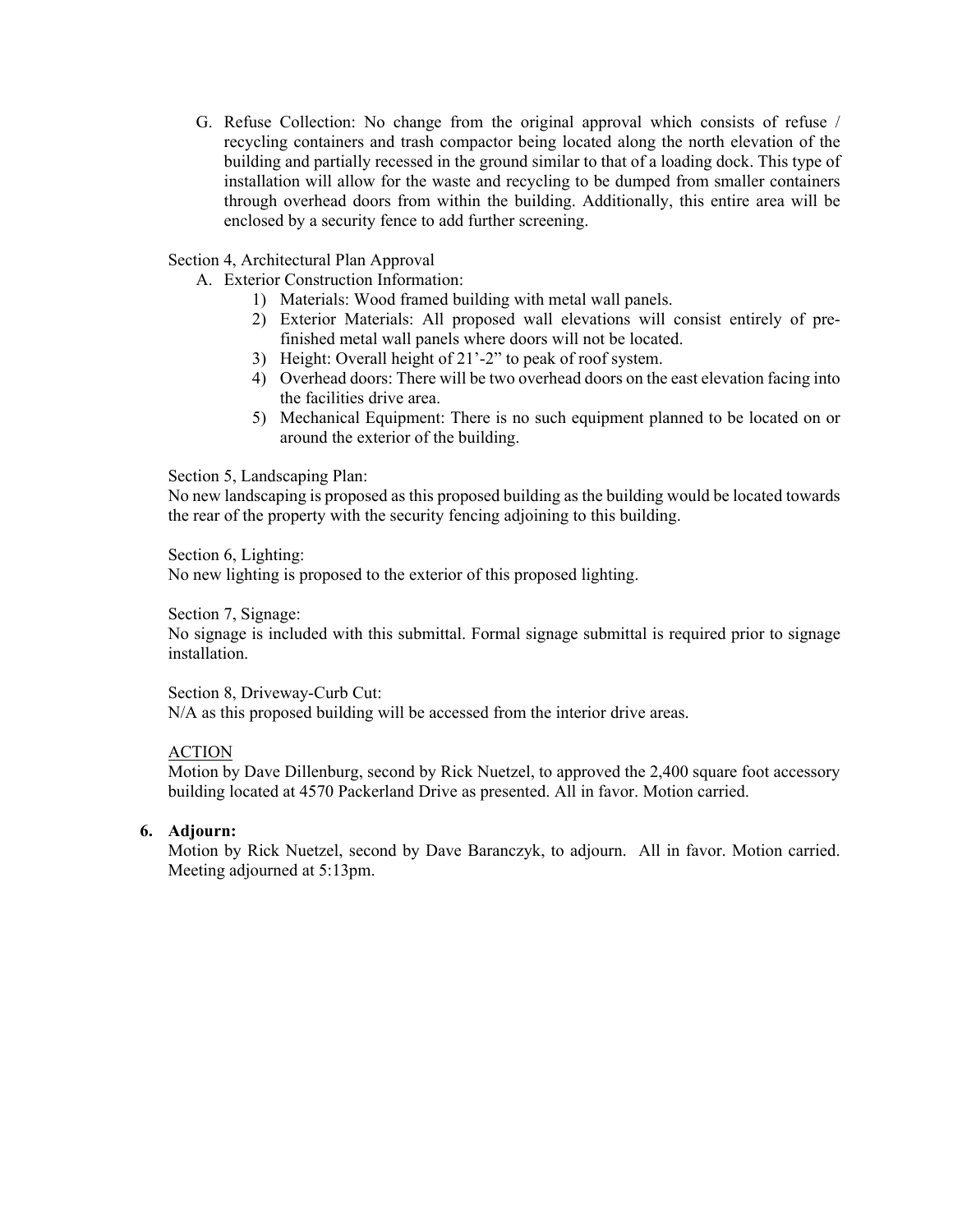G. Refuse Collection: No change from the original approval which consists of refuse / recycling containers and trash compactor being located along the north elevation of the building and partially recessed in the ground similar to that of a loading dock. This type of installation will allow for the waste and recycling to be dumped from smaller containers through overhead doors from within the building. Additionally, this entire area will be enclosed by a security fence to add further screening.

Section 4, Architectural Plan Approval

A. Exterior Construction Information:
   1) Materials: Wood framed building with metal wall panels.
   2) Exterior Materials: All proposed wall elevations will consist entirely of pre-finished metal wall panels where doors will not be located.
   3) Height: Overall height of 21'-2" to peak of roof system.
   4) Overhead doors: There will be two overhead doors on the east elevation facing into the facilities drive area.
   5) Mechanical Equipment: There is no such equipment planned to be located on or around the exterior of the building.

Section 5, Landscaping Plan:
No new landscaping is proposed as this proposed building as the building would be located towards the rear of the property with the security fencing adjoining to this building.

Section 6, Lighting:
No new lighting is proposed to the exterior of this proposed lighting.

Section 7, Signage:
No signage is included with this submittal. Formal signage submittal is required prior to signage installation.

Section 8, Driveway-Curb Cut:
N/A as this proposed building will be accessed from the interior drive areas.

ACTION
Motion by Dave Dillenburg, second by Rick Nuetzel, to approved the 2,400 square foot accessory building located at 4570 Packerland Drive as presented. All in favor. Motion carried.

**6. Adjourn:**
Motion by Rick Nuetzel, second by Dave Baranczyk, to adjourn. All in favor. Motion carried. Meeting adjourned at 5:13pm.